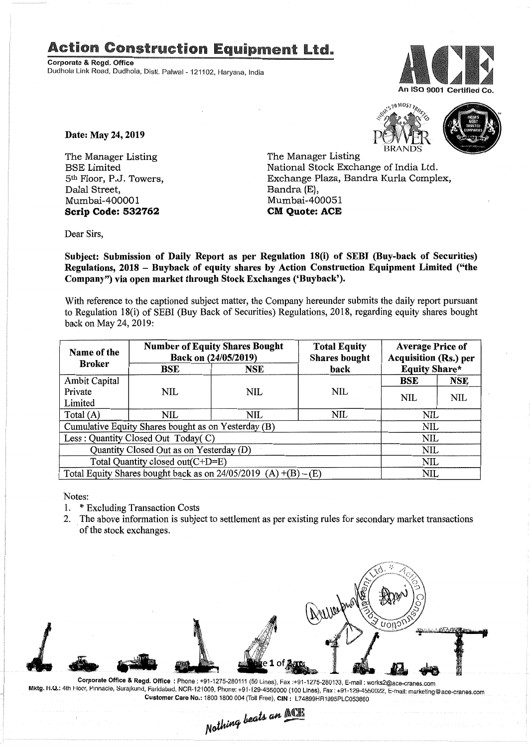# Action Construction Equipment Ltd.

**Corporate & Regd. Office**
Dudhola Link Road, Dudhola, Distt. Palwal - 121102, Haryana, India

An ISO 9001 Certified Co.

**Date: May 24, 2019**

The Manager Listing
BSE Limited
5th Floor, P.J. Towers,
Dalal Street,
Mumbai-400001
**Scrip Code: 532762**

The Manager Listing
National Stock Exchange of India Ltd.
Exchange Plaza, Bandra Kurla Complex,
Bandra (E),
Mumbai-400051
**CM Quote: ACE**

Dear Sirs,

**Subject: Submission of Daily Report as per Regulation 18(i) of SEBI (Buy-back of Securities) Regulations, 2018 – Buyback of equity shares by Action Construction Equipment Limited ("the Company") via open market through Stock Exchanges ('Buyback').**

With reference to the captioned subject matter, the Company hereunder submits the daily report pursuant to Regulation 18(i) of SEBI (Buy Back of Securities) Regulations, 2018, regarding equity shares bought back on May 24, 2019:

| Name of the Broker | Number of Equity Shares Bought Back on (24/05/2019) | | Total Equity Shares bought back | Average Price of Acquisition (Rs.) per Equity Share* | |
|---|---|---|---|---|---|
| | BSE | NSE | | BSE | NSE |
| Ambit Capital Private Limited | NIL | NIL | NIL | NIL | NIL |
| Total (A) | NIL | NIL | NIL | NIL | |
| Cumulative Equity Shares bought as on Yesterday (B) | | | | NIL | |
| Less : Quantity Closed Out Today( C) | | | | NIL | |
| Quantity Closed Out as on Yesterday (D) | | | | NIL | |
| Total Quantity closed out(C+D=E) | | | | NIL | |
| Total Equity Shares bought back as on 24/05/2019 (A) +(B) – (E) | | | | NIL | |

Notes:
1. * Excluding Transaction Costs
2. The above information is subject to settlement as per existing rules for secondary market transactions of the stock exchanges.

**Corporate Office & Regd. Office** : Phone : +91-1275-280111 (50 Lines), Fax :+91-1275-280133, E-mail : works2@ace-cranes.com
Mktg. H.Q.: 4th Floor, Pinnacle, Surajkund, Faridabad, NCR-121009, Phone: +91-129-4550000 (100 Lines), Fax : +91-129-4550022, E-mail: marketing@ace-cranes.com
Customer Care No.: 1800 1800 004 (Toll Free), CIN : L74899HR1995PLC053860

*Nothing beats an ACE*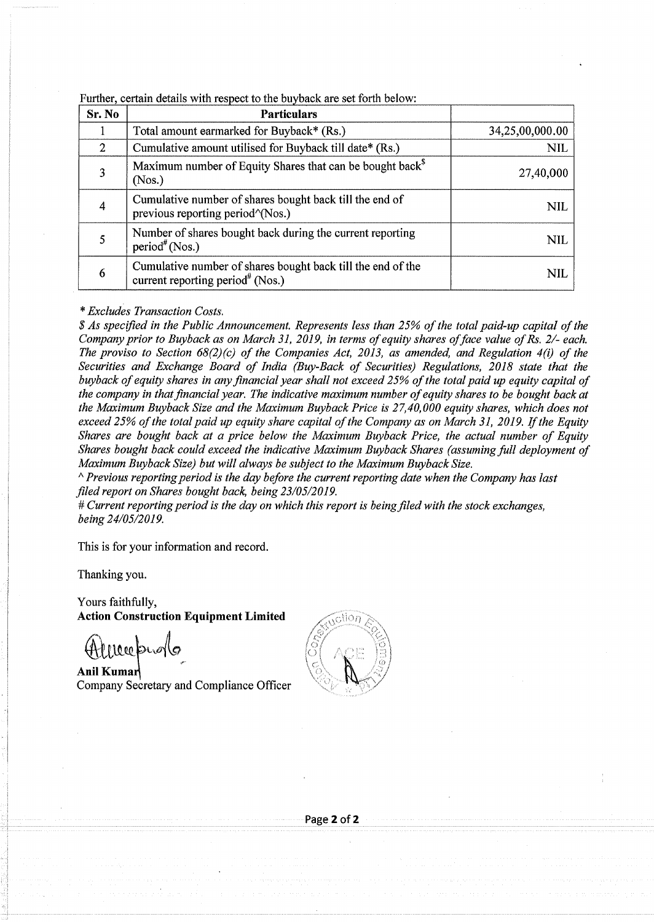Further, certain details with respect to the buyback are set forth below:

| Sr. No | Particulars | |
|---|---|---|
| 1 | Total amount earmarked for Buyback* (Rs.) | 34,25,00,000.00 |
| 2 | Cumulative amount utilised for Buyback till date* (Rs.) | NIL |
| 3 | Maximum number of Equity Shares that can be bought back$ (Nos.) | 27,40,000 |
| 4 | Cumulative number of shares bought back till the end of previous reporting period^(Nos.) | NIL |
| 5 | Number of shares bought back during the current reporting period# (Nos.) | NIL |
| 6 | Cumulative number of shares bought back till the end of the current reporting period# (Nos.) | NIL |

*\* Excludes Transaction Costs.*

*$ As specified in the Public Announcement. Represents less than 25% of the total paid-up capital of the Company prior to Buyback as on March 31, 2019, in terms of equity shares of face value of Rs. 2/- each. The proviso to Section 68(2)(c) of the Companies Act, 2013, as amended, and Regulation 4(i) of the Securities and Exchange Board of India (Buy-Back of Securities) Regulations, 2018 state that the buyback of equity shares in any financial year shall not exceed 25% of the total paid up equity capital of the company in that financial year. The indicative maximum number of equity shares to be bought back at the Maximum Buyback Size and the Maximum Buyback Price is 27,40,000 equity shares, which does not exceed 25% of the total paid up equity share capital of the Company as on March 31, 2019. If the Equity Shares are bought back at a price below the Maximum Buyback Price, the actual number of Equity Shares bought back could exceed the indicative Maximum Buyback Shares (assuming full deployment of Maximum Buyback Size) but will always be subject to the Maximum Buyback Size.*

*^ Previous reporting period is the day before the current reporting date when the Company has last filed report on Shares bought back, being 23/05/2019.*

*# Current reporting period is the day on which this report is being filed with the stock exchanges, being 24/05/2019.*

This is for your information and record.

Thanking you.

Yours faithfully,

**Action Construction Equipment Limited**

**Anil Kumar**

Company Secretary and Compliance Officer